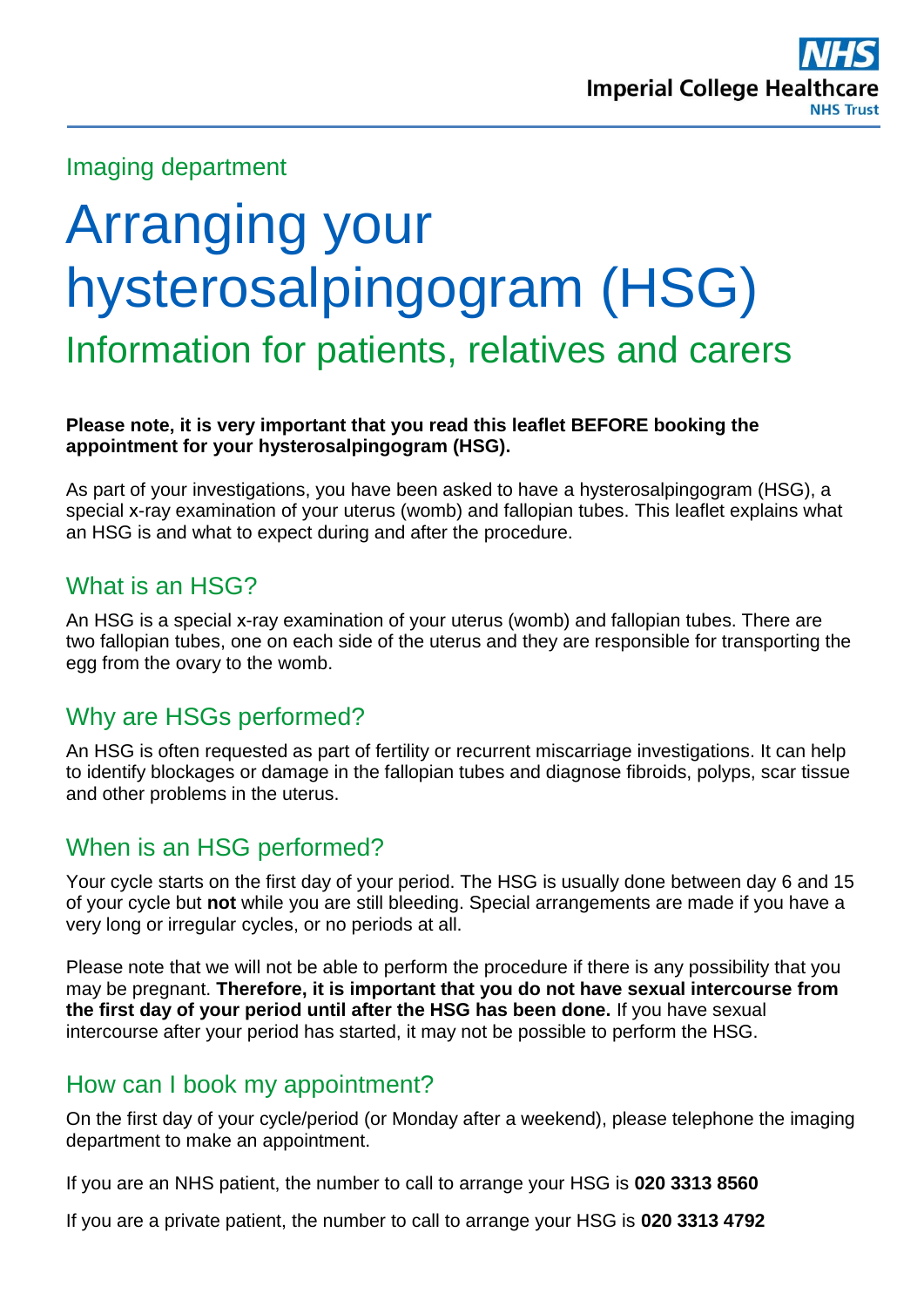Imaging department

# Arranging your hysterosalpingogram (HSG)

## Information for patients, relatives and carers

**Please note, it is very important that you read this leaflet BEFORE booking the appointment for your hysterosalpingogram (HSG).**

As part of your investigations, you have been asked to have a hysterosalpingogram (HSG), a special x-ray examination of your uterus (womb) and fallopian tubes. This leaflet explains what an HSG is and what to expect during and after the procedure.

### What is an HSG?

An HSG is a special x-ray examination of your uterus (womb) and fallopian tubes. There are two fallopian tubes, one on each side of the uterus and they are responsible for transporting the egg from the ovary to the womb.

### Why are HSGs performed?

An HSG is often requested as part of fertility or recurrent miscarriage investigations. It can help to identify blockages or damage in the fallopian tubes and diagnose fibroids, polyps, scar tissue and other problems in the uterus.

### When is an HSG performed?

Your cycle starts on the first day of your period. The HSG is usually done between day 6 and 15 of your cycle but **not** while you are still bleeding. Special arrangements are made if you have a very long or irregular cycles, or no periods at all.

Please note that we will not be able to perform the procedure if there is any possibility that you may be pregnant. **Therefore, it is important that you do not have sexual intercourse from the first day of your period until after the HSG has been done.** If you have sexual intercourse after your period has started, it may not be possible to perform the HSG.

### How can I book my appointment?

On the first day of your cycle/period (or Monday after a weekend), please telephone the imaging department to make an appointment.

If you are an NHS patient, the number to call to arrange your HSG is **020 3313 8560**

If you are a private patient, the number to call to arrange your HSG is **020 3313 4792**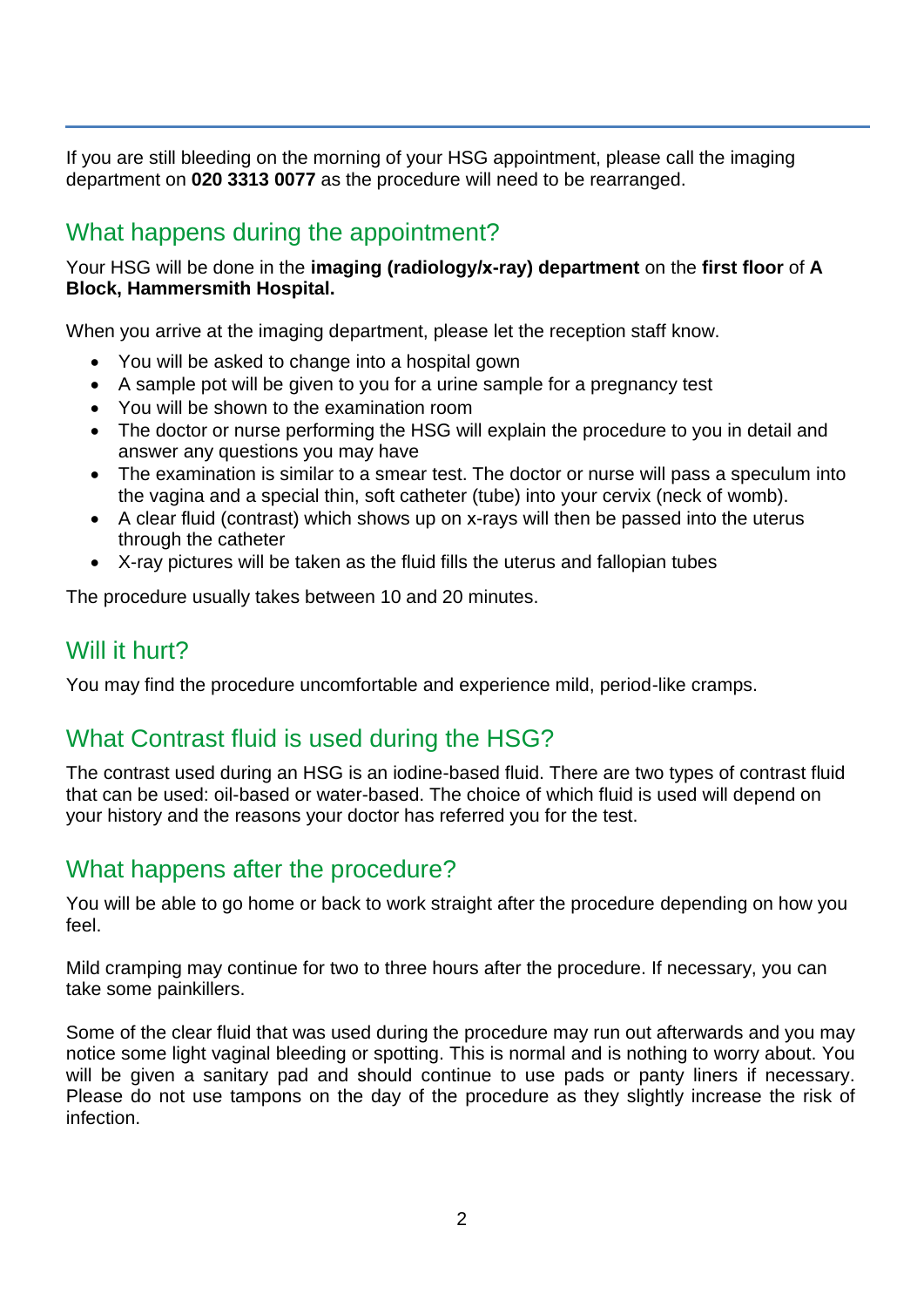If you are still bleeding on the morning of your HSG appointment, please call the imaging department on **020 3313 0077** as the procedure will need to be rearranged.

## What happens during the appointment?

Your HSG will be done in the **imaging (radiology/x-ray) department** on the **first floor** of **A Block, Hammersmith Hospital.**

When you arrive at the imaging department, please let the reception staff know.

- You will be asked to change into a hospital gown
- A sample pot will be given to you for a urine sample for a pregnancy test
- You will be shown to the examination room
- The doctor or nurse performing the HSG will explain the procedure to you in detail and answer any questions you may have
- The examination is similar to a smear test. The doctor or nurse will pass a speculum into the vagina and a special thin, soft catheter (tube) into your cervix (neck of womb).
- A clear fluid (contrast) which shows up on x-rays will then be passed into the uterus through the catheter
- X-ray pictures will be taken as the fluid fills the uterus and fallopian tubes

The procedure usually takes between 10 and 20 minutes.

## Will it hurt?

You may find the procedure uncomfortable and experience mild, period-like cramps.

## What Contrast fluid is used during the HSG?

The contrast used during an HSG is an iodine-based fluid. There are two types of contrast fluid that can be used: oil-based or water-based. The choice of which fluid is used will depend on your history and the reasons your doctor has referred you for the test.

## What happens after the procedure?

You will be able to go home or back to work straight after the procedure depending on how you feel.

Mild cramping may continue for two to three hours after the procedure. If necessary, you can take some painkillers.

Some of the clear fluid that was used during the procedure may run out afterwards and you may notice some light vaginal bleeding or spotting. This is normal and is nothing to worry about. You will be given a sanitary pad and should continue to use pads or panty liners if necessary. Please do not use tampons on the day of the procedure as they slightly increase the risk of infection.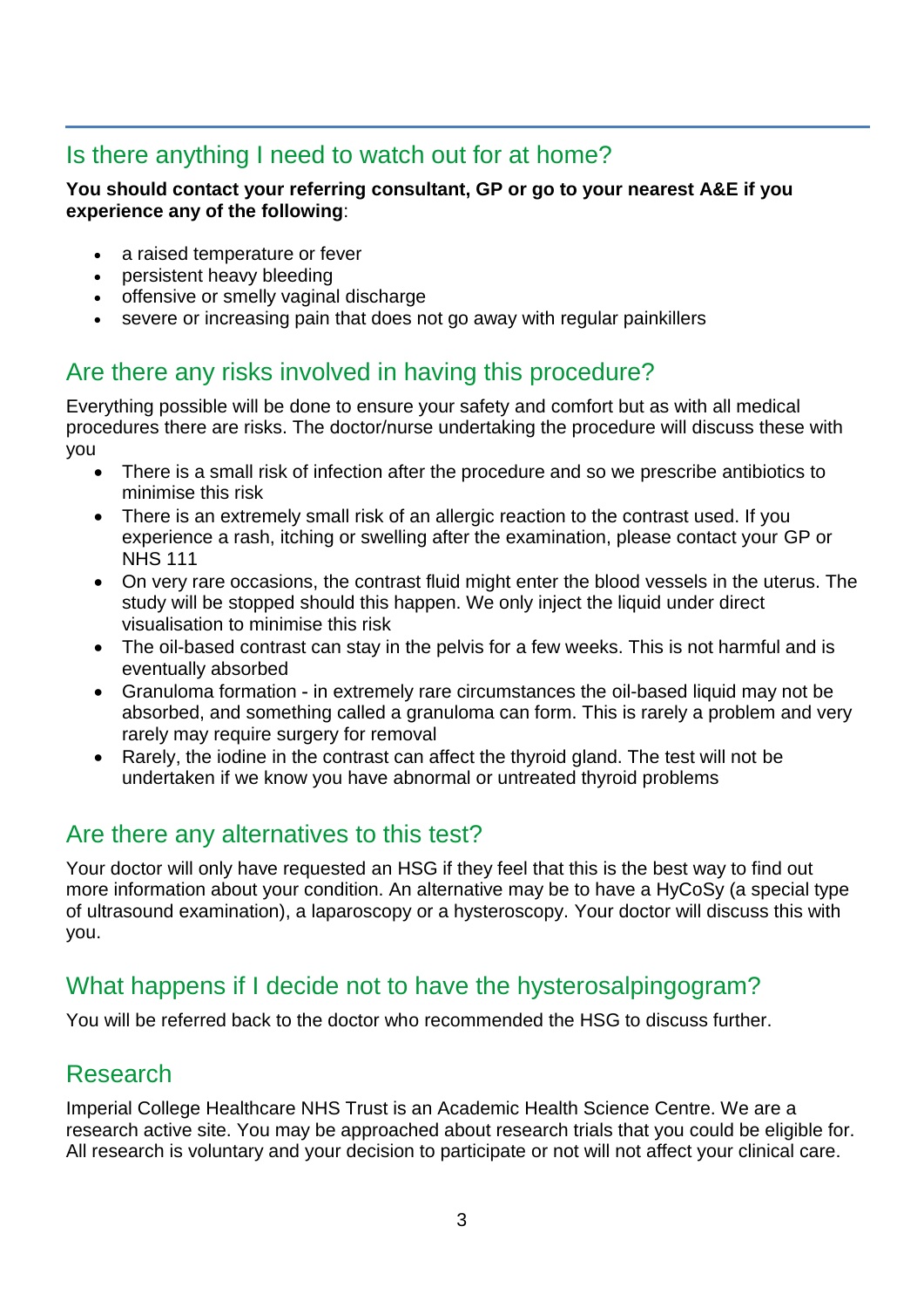## Is there anything I need to watch out for at home?

**You should contact your referring consultant, GP or go to your nearest A&E if you experience any of the following**:

- a raised temperature or fever
- persistent heavy bleeding
- offensive or smelly vaginal discharge
- severe or increasing pain that does not go away with regular painkillers

## Are there any risks involved in having this procedure?

Everything possible will be done to ensure your safety and comfort but as with all medical procedures there are risks. The doctor/nurse undertaking the procedure will discuss these with you

- There is a small risk of infection after the procedure and so we prescribe antibiotics to minimise this risk
- There is an extremely small risk of an allergic reaction to the contrast used. If you experience a rash, itching or swelling after the examination, please contact your GP or NHS 111
- On very rare occasions, the contrast fluid might enter the blood vessels in the uterus. The study will be stopped should this happen. We only inject the liquid under direct visualisation to minimise this risk
- The oil-based contrast can stay in the pelvis for a few weeks. This is not harmful and is eventually absorbed
- Granuloma formation - in extremely rare circumstances the oil-based liquid may not be absorbed, and something called a granuloma can form. This is rarely a problem and very rarely may require surgery for removal
- Rarely, the iodine in the contrast can affect the thyroid gland. The test will not be undertaken if we know you have abnormal or untreated thyroid problems

## Are there any alternatives to this test?

Your doctor will only have requested an HSG if they feel that this is the best way to find out more information about your condition. An alternative may be to have a HyCoSy (a special type of ultrasound examination), a laparoscopy or a hysteroscopy. Your doctor will discuss this with you.

## What happens if I decide not to have the hysterosalpingogram?

You will be referred back to the doctor who recommended the HSG to discuss further.

## Research

Imperial College Healthcare NHS Trust is an Academic Health Science Centre. We are a research active site. You may be approached about research trials that you could be eligible for. All research is voluntary and your decision to participate or not will not affect your clinical care.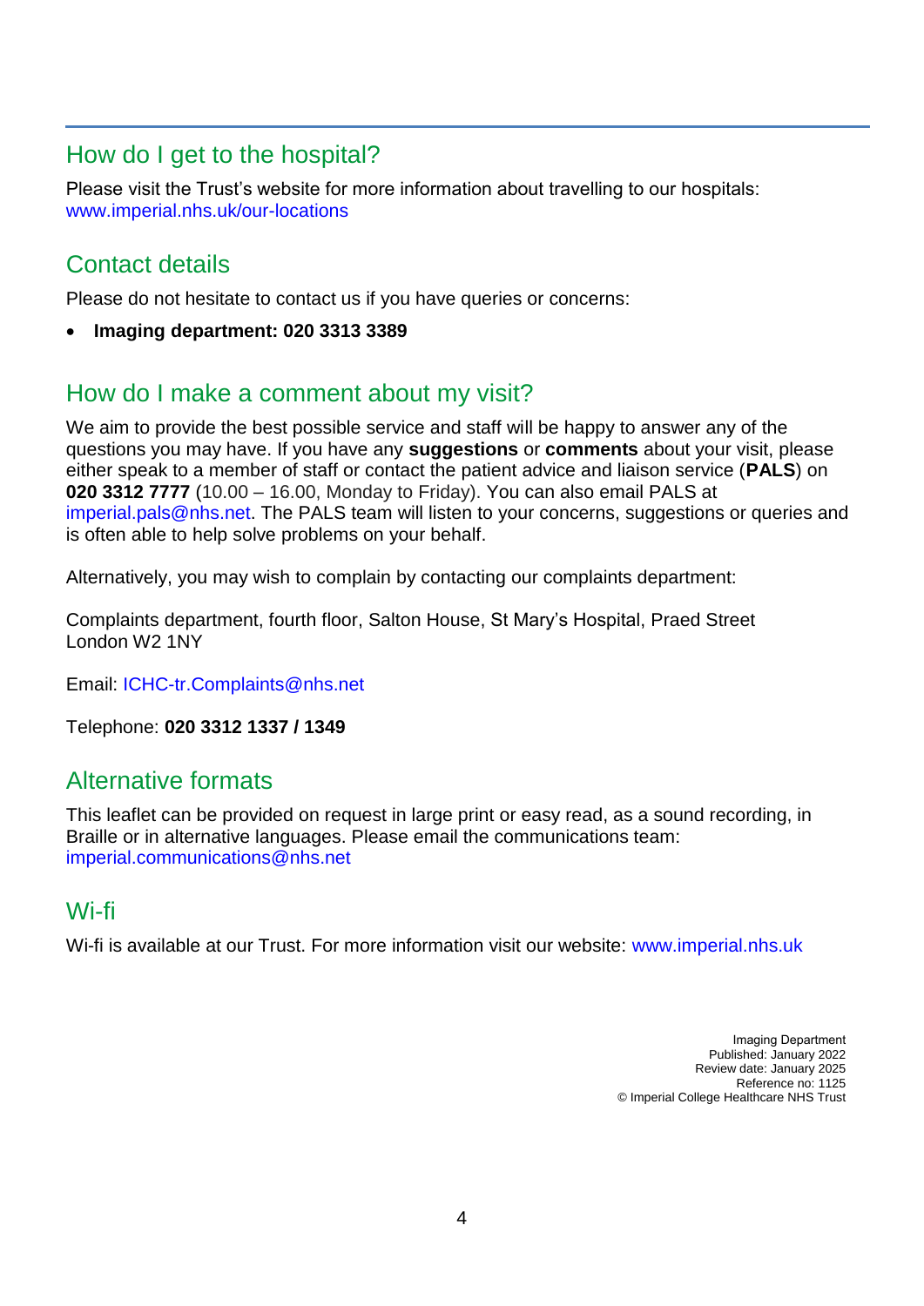## How do I get to the hospital?

Please visit the Trust's website for more information about travelling to our hospitals: www.imperial.nhs.uk/our-locations

## Contact details

Please do not hesitate to contact us if you have queries or concerns:

- **Imaging department: 020 3313 3389**

## How do I make a comment about my visit?

We aim to provide the best possible service and staff will be happy to answer any of the questions you may have. If you have any **suggestions** or **comments** about your visit, please either speak to a member of staff or contact the patient advice and liaison service (**PALS**) on **020 3312 7777** (10.00 – 16.00, Monday to Friday). You can also email PALS at imperial.pals@nhs.net. The PALS team will listen to your concerns, suggestions or queries and is often able to help solve problems on your behalf.

Alternatively, you may wish to complain by contacting our complaints department:

Complaints department, fourth floor, Salton House, St Mary's Hospital, Praed Street
London W2 1NY

Email: ICHC-tr.Complaints@nhs.net

Telephone: **020 3312 1337 / 1349**

## Alternative formats

This leaflet can be provided on request in large print or easy read, as a sound recording, in Braille or in alternative languages. Please email the communications team: imperial.communications@nhs.net

## Wi-fi

Wi-fi is available at our Trust. For more information visit our website: www.imperial.nhs.uk

Imaging Department
Published: January 2022
Review date: January 2025
Reference no: 1125
© Imperial College Healthcare NHS Trust